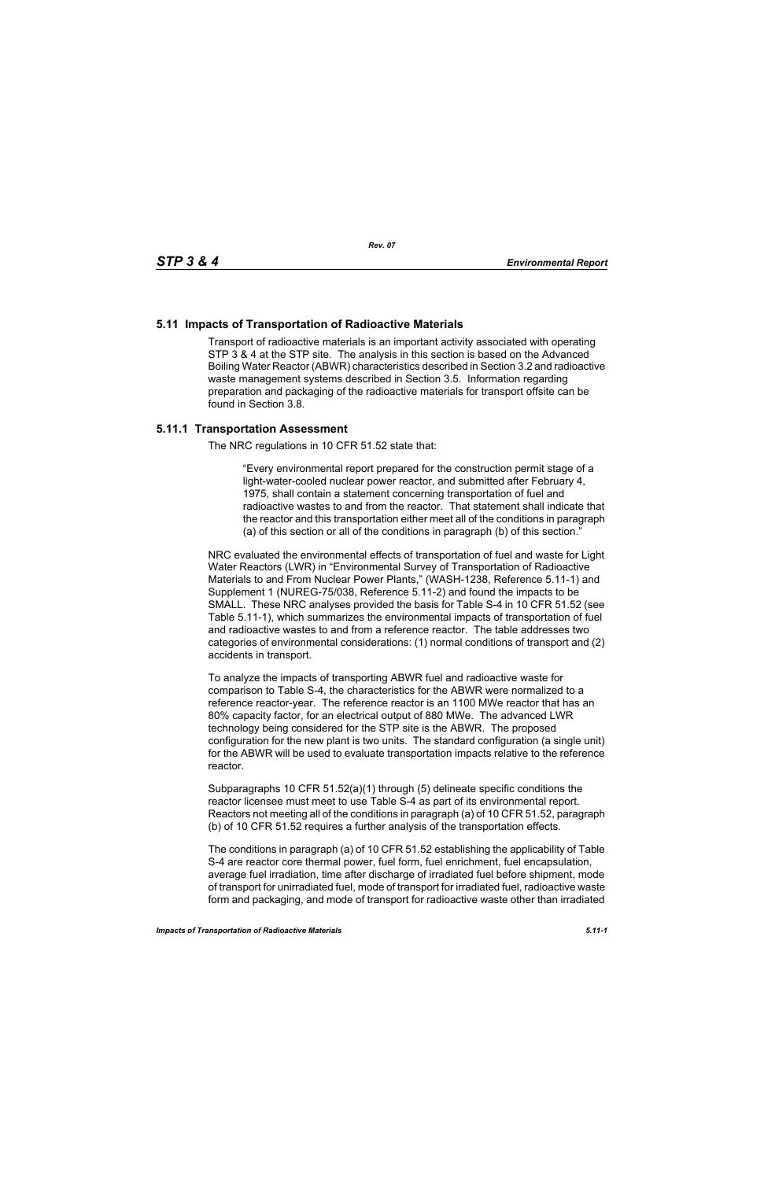## 5.11 Impacts of Transportation of Radioactive Materials

Transport of radioactive materials is an important activity associated with operating STP 3 & 4 at the STP site. The analysis in this section is based on the Advanced Boiling Water Reactor (ABWR) characteristics described in Section 3.2 and radioactive waste management systems described in Section 3.5. Information regarding preparation and packaging of the radioactive materials for transport offsite can be found in Section 3.8.

### 5.11.1 Transportation Assessment

The NRC regulations in 10 CFR 51.52 state that:

> "Every environmental report prepared for the construction permit stage of a light-water-cooled nuclear power reactor, and submitted after February 4, 1975, shall contain a statement concerning transportation of fuel and radioactive wastes to and from the reactor. That statement shall indicate that the reactor and this transportation either meet all of the conditions in paragraph (a) of this section or all of the conditions in paragraph (b) of this section."

NRC evaluated the environmental effects of transportation of fuel and waste for Light Water Reactors (LWR) in "Environmental Survey of Transportation of Radioactive Materials to and From Nuclear Power Plants," (WASH-1238, Reference 5.11-1) and Supplement 1 (NUREG-75/038, Reference 5.11-2) and found the impacts to be SMALL. These NRC analyses provided the basis for Table S-4 in 10 CFR 51.52 (see Table 5.11-1), which summarizes the environmental impacts of transportation of fuel and radioactive wastes to and from a reference reactor. The table addresses two categories of environmental considerations: (1) normal conditions of transport and (2) accidents in transport.

To analyze the impacts of transporting ABWR fuel and radioactive waste for comparison to Table S-4, the characteristics for the ABWR were normalized to a reference reactor-year. The reference reactor is an 1100 MWe reactor that has an 80% capacity factor, for an electrical output of 880 MWe. The advanced LWR technology being considered for the STP site is the ABWR. The proposed configuration for the new plant is two units. The standard configuration (a single unit) for the ABWR will be used to evaluate transportation impacts relative to the reference reactor.

Subparagraphs 10 CFR 51.52(a)(1) through (5) delineate specific conditions the reactor licensee must meet to use Table S-4 as part of its environmental report. Reactors not meeting all of the conditions in paragraph (a) of 10 CFR 51.52, paragraph (b) of 10 CFR 51.52 requires a further analysis of the transportation effects.

The conditions in paragraph (a) of 10 CFR 51.52 establishing the applicability of Table S-4 are reactor core thermal power, fuel form, fuel enrichment, fuel encapsulation, average fuel irradiation, time after discharge of irradiated fuel before shipment, mode of transport for unirradiated fuel, mode of transport for irradiated fuel, radioactive waste form and packaging, and mode of transport for radioactive waste other than irradiated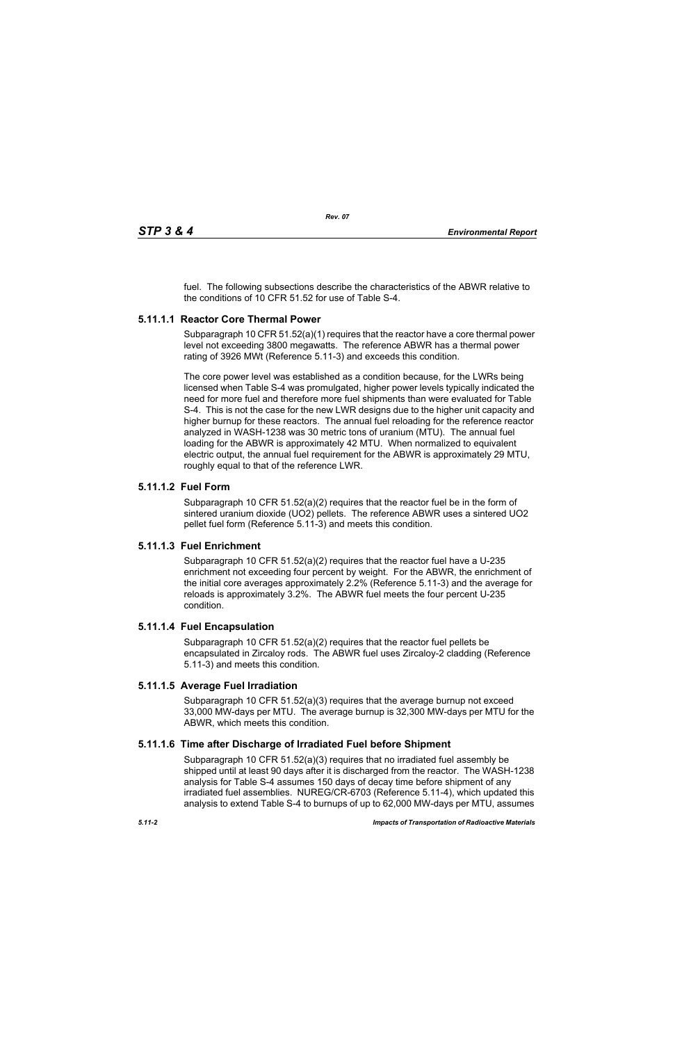fuel. The following subsections describe the characteristics of the ABWR relative to the conditions of 10 CFR 51.52 for use of Table S-4.

### 5.11.1.1 Reactor Core Thermal Power

Subparagraph 10 CFR 51.52(a)(1) requires that the reactor have a core thermal power level not exceeding 3800 megawatts. The reference ABWR has a thermal power rating of 3926 MWt (Reference 5.11-3) and exceeds this condition.

The core power level was established as a condition because, for the LWRs being licensed when Table S-4 was promulgated, higher power levels typically indicated the need for more fuel and therefore more fuel shipments than were evaluated for Table S-4. This is not the case for the new LWR designs due to the higher unit capacity and higher burnup for these reactors. The annual fuel reloading for the reference reactor analyzed in WASH-1238 was 30 metric tons of uranium (MTU). The annual fuel loading for the ABWR is approximately 42 MTU. When normalized to equivalent electric output, the annual fuel requirement for the ABWR is approximately 29 MTU, roughly equal to that of the reference LWR.

### 5.11.1.2 Fuel Form

Subparagraph 10 CFR 51.52(a)(2) requires that the reactor fuel be in the form of sintered uranium dioxide ($UO_2$) pellets. The reference ABWR uses a sintered $UO_2$ pellet fuel form (Reference 5.11-3) and meets this condition.

### 5.11.1.3 Fuel Enrichment

Subparagraph 10 CFR 51.52(a)(2) requires that the reactor fuel have a U-235 enrichment not exceeding four percent by weight. For the ABWR, the enrichment of the initial core averages approximately 2.2% (Reference 5.11-3) and the average for reloads is approximately 3.2%. The ABWR fuel meets the four percent U-235 condition.

### 5.11.1.4 Fuel Encapsulation

Subparagraph 10 CFR 51.52(a)(2) requires that the reactor fuel pellets be encapsulated in Zircaloy rods. The ABWR fuel uses Zircaloy-2 cladding (Reference 5.11-3) and meets this condition.

### 5.11.1.5 Average Fuel Irradiation

Subparagraph 10 CFR 51.52(a)(3) requires that the average burnup not exceed 33,000 MW-days per MTU. The average burnup is 32,300 MW-days per MTU for the ABWR, which meets this condition.

### 5.11.1.6 Time after Discharge of Irradiated Fuel before Shipment

Subparagraph 10 CFR 51.52(a)(3) requires that no irradiated fuel assembly be shipped until at least 90 days after it is discharged from the reactor. The WASH-1238 analysis for Table S-4 assumes 150 days of decay time before shipment of any irradiated fuel assemblies. NUREG/CR-6703 (Reference 5.11-4), which updated this analysis to extend Table S-4 to burnups of up to 62,000 MW-days per MTU, assumes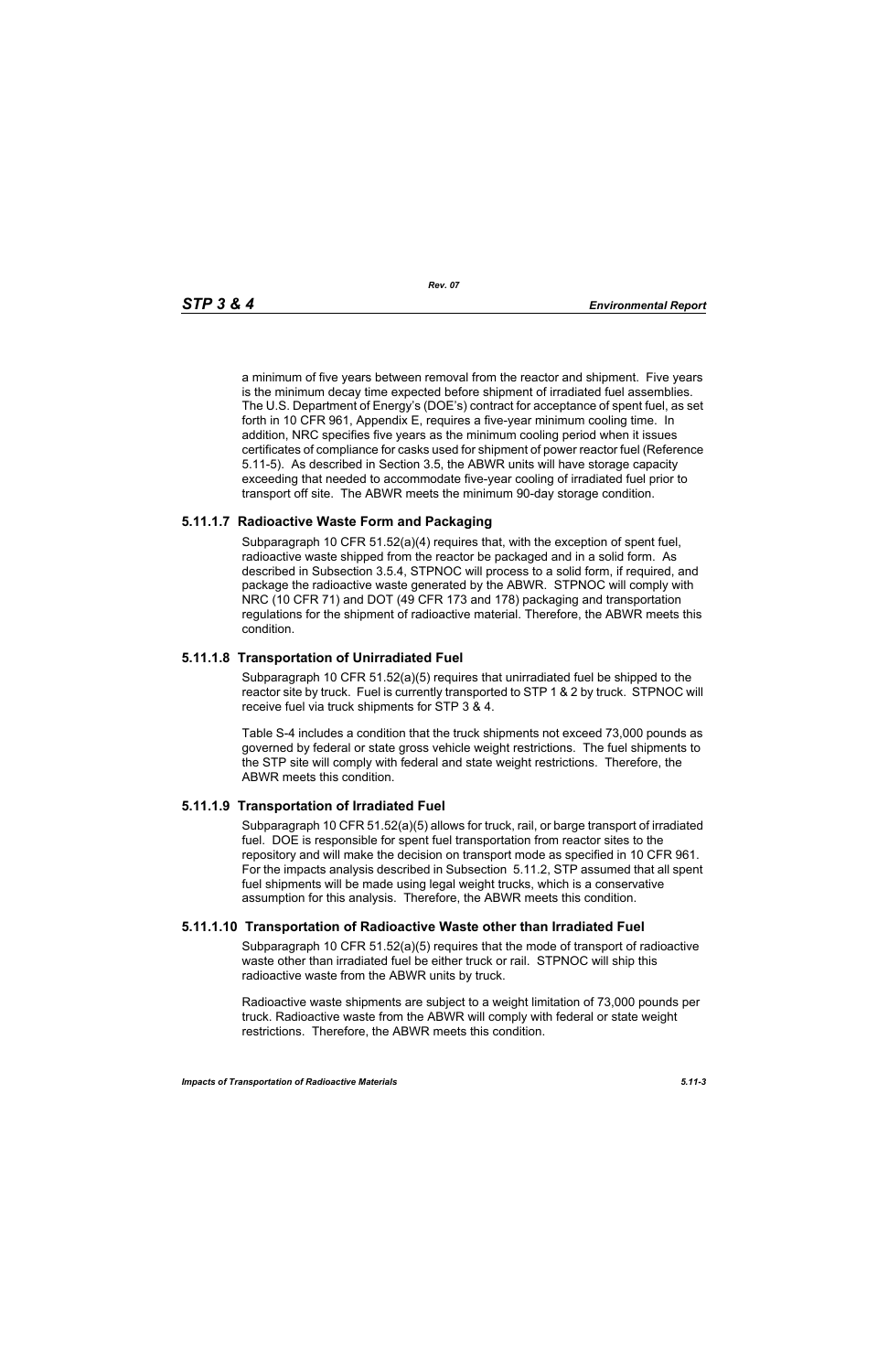a minimum of five years between removal from the reactor and shipment. Five years is the minimum decay time expected before shipment of irradiated fuel assemblies. The U.S. Department of Energy's (DOE's) contract for acceptance of spent fuel, as set forth in 10 CFR 961, Appendix E, requires a five-year minimum cooling time. In addition, NRC specifies five years as the minimum cooling period when it issues certificates of compliance for casks used for shipment of power reactor fuel (Reference 5.11-5). As described in Section 3.5, the ABWR units will have storage capacity exceeding that needed to accommodate five-year cooling of irradiated fuel prior to transport off site. The ABWR meets the minimum 90-day storage condition.

### 5.11.1.7 Radioactive Waste Form and Packaging

Subparagraph 10 CFR 51.52(a)(4) requires that, with the exception of spent fuel, radioactive waste shipped from the reactor be packaged and in a solid form. As described in Subsection 3.5.4, STPNOC will process to a solid form, if required, and package the radioactive waste generated by the ABWR. STPNOC will comply with NRC (10 CFR 71) and DOT (49 CFR 173 and 178) packaging and transportation regulations for the shipment of radioactive material. Therefore, the ABWR meets this condition.

### 5.11.1.8 Transportation of Unirradiated Fuel

Subparagraph 10 CFR 51.52(a)(5) requires that unirradiated fuel be shipped to the reactor site by truck. Fuel is currently transported to STP 1 & 2 by truck. STPNOC will receive fuel via truck shipments for STP 3 & 4.

Table S-4 includes a condition that the truck shipments not exceed 73,000 pounds as governed by federal or state gross vehicle weight restrictions. The fuel shipments to the STP site will comply with federal and state weight restrictions. Therefore, the ABWR meets this condition.

### 5.11.1.9 Transportation of Irradiated Fuel

Subparagraph 10 CFR 51.52(a)(5) allows for truck, rail, or barge transport of irradiated fuel. DOE is responsible for spent fuel transportation from reactor sites to the repository and will make the decision on transport mode as specified in 10 CFR 961. For the impacts analysis described in Subsection 5.11.2, STP assumed that all spent fuel shipments will be made using legal weight trucks, which is a conservative assumption for this analysis. Therefore, the ABWR meets this condition.

### 5.11.1.10 Transportation of Radioactive Waste other than Irradiated Fuel

Subparagraph 10 CFR 51.52(a)(5) requires that the mode of transport of radioactive waste other than irradiated fuel be either truck or rail. STPNOC will ship this radioactive waste from the ABWR units by truck.

Radioactive waste shipments are subject to a weight limitation of 73,000 pounds per truck. Radioactive waste from the ABWR will comply with federal or state weight restrictions. Therefore, the ABWR meets this condition.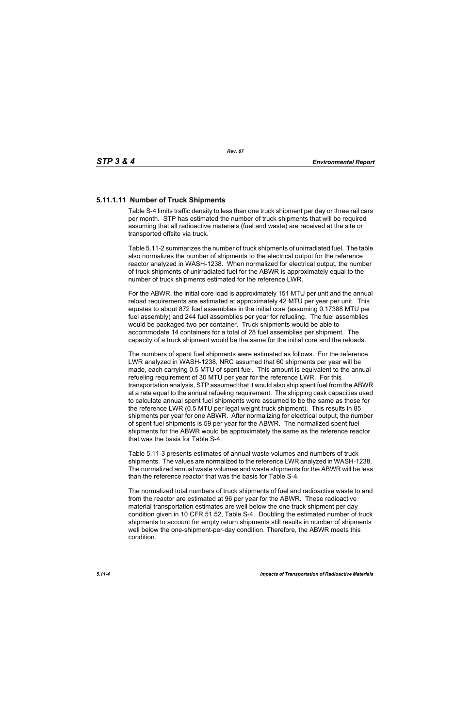### 5.11.1.11 Number of Truck Shipments

Table S-4 limits traffic density to less than one truck shipment per day or three rail cars per month. STP has estimated the number of truck shipments that will be required assuming that all radioactive materials (fuel and waste) are received at the site or transported offsite via truck.

Table 5.11-2 summarizes the number of truck shipments of unirradiated fuel. The table also normalizes the number of shipments to the electrical output for the reference reactor analyzed in WASH-1238. When normalized for electrical output, the number of truck shipments of unirradiated fuel for the ABWR is approximately equal to the number of truck shipments estimated for the reference LWR.

For the ABWR, the initial core load is approximately 151 MTU per unit and the annual reload requirements are estimated at approximately 42 MTU per year per unit. This equates to about 872 fuel assemblies in the initial core (assuming 0.17388 MTU per fuel assembly) and 244 fuel assemblies per year for refueling. The fuel assemblies would be packaged two per container. Truck shipments would be able to accommodate 14 containers for a total of 28 fuel assemblies per shipment. The capacity of a truck shipment would be the same for the initial core and the reloads.

The numbers of spent fuel shipments were estimated as follows. For the reference LWR analyzed in WASH-1238, NRC assumed that 60 shipments per year will be made, each carrying 0.5 MTU of spent fuel. This amount is equivalent to the annual refueling requirement of 30 MTU per year for the reference LWR. For this transportation analysis, STP assumed that it would also ship spent fuel from the ABWR at a rate equal to the annual refueling requirement. The shipping cask capacities used to calculate annual spent fuel shipments were assumed to be the same as those for the reference LWR (0.5 MTU per legal weight truck shipment). This results in 85 shipments per year for one ABWR. After normalizing for electrical output, the number of spent fuel shipments is 59 per year for the ABWR. The normalized spent fuel shipments for the ABWR would be approximately the same as the reference reactor that was the basis for Table S-4.

Table 5.11-3 presents estimates of annual waste volumes and numbers of truck shipments. The values are normalized to the reference LWR analyzed in WASH-1238. The normalized annual waste volumes and waste shipments for the ABWR will be less than the reference reactor that was the basis for Table S-4.

The normalized total numbers of truck shipments of fuel and radioactive waste to and from the reactor are estimated at 96 per year for the ABWR. These radioactive material transportation estimates are well below the one truck shipment per day condition given in 10 CFR 51.52, Table S-4. Doubling the estimated number of truck shipments to account for empty return shipments still results in number of shipments well below the one-shipment-per-day condition. Therefore, the ABWR meets this condition.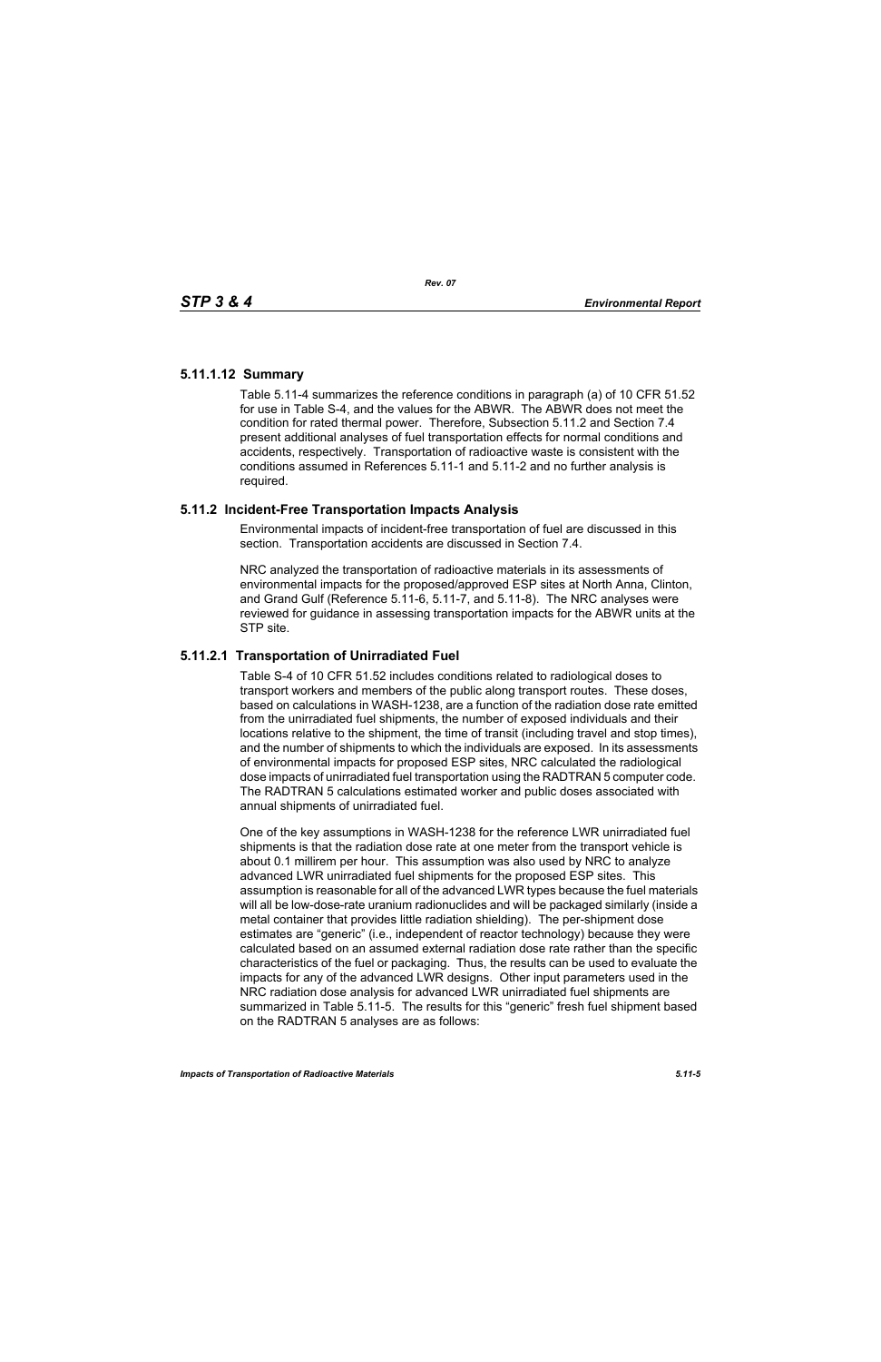### 5.11.1.12 Summary

Table 5.11-4 summarizes the reference conditions in paragraph (a) of 10 CFR 51.52 for use in Table S-4, and the values for the ABWR. The ABWR does not meet the condition for rated thermal power. Therefore, Subsection 5.11.2 and Section 7.4 present additional analyses of fuel transportation effects for normal conditions and accidents, respectively. Transportation of radioactive waste is consistent with the conditions assumed in References 5.11-1 and 5.11-2 and no further analysis is required.

## 5.11.2 Incident-Free Transportation Impacts Analysis

Environmental impacts of incident-free transportation of fuel are discussed in this section. Transportation accidents are discussed in Section 7.4.

NRC analyzed the transportation of radioactive materials in its assessments of environmental impacts for the proposed/approved ESP sites at North Anna, Clinton, and Grand Gulf (Reference 5.11-6, 5.11-7, and 5.11-8). The NRC analyses were reviewed for guidance in assessing transportation impacts for the ABWR units at the STP site.

### 5.11.2.1 Transportation of Unirradiated Fuel

Table S-4 of 10 CFR 51.52 includes conditions related to radiological doses to transport workers and members of the public along transport routes. These doses, based on calculations in WASH-1238, are a function of the radiation dose rate emitted from the unirradiated fuel shipments, the number of exposed individuals and their locations relative to the shipment, the time of transit (including travel and stop times), and the number of shipments to which the individuals are exposed. In its assessments of environmental impacts for proposed ESP sites, NRC calculated the radiological dose impacts of unirradiated fuel transportation using the RADTRAN 5 computer code. The RADTRAN 5 calculations estimated worker and public doses associated with annual shipments of unirradiated fuel.

One of the key assumptions in WASH-1238 for the reference LWR unirradiated fuel shipments is that the radiation dose rate at one meter from the transport vehicle is about 0.1 millirem per hour. This assumption was also used by NRC to analyze advanced LWR unirradiated fuel shipments for the proposed ESP sites. This assumption is reasonable for all of the advanced LWR types because the fuel materials will all be low-dose-rate uranium radionuclides and will be packaged similarly (inside a metal container that provides little radiation shielding). The per-shipment dose estimates are "generic" (i.e., independent of reactor technology) because they were calculated based on an assumed external radiation dose rate rather than the specific characteristics of the fuel or packaging. Thus, the results can be used to evaluate the impacts for any of the advanced LWR designs. Other input parameters used in the NRC radiation dose analysis for advanced LWR unirradiated fuel shipments are summarized in Table 5.11-5. The results for this "generic" fresh fuel shipment based on the RADTRAN 5 analyses are as follows: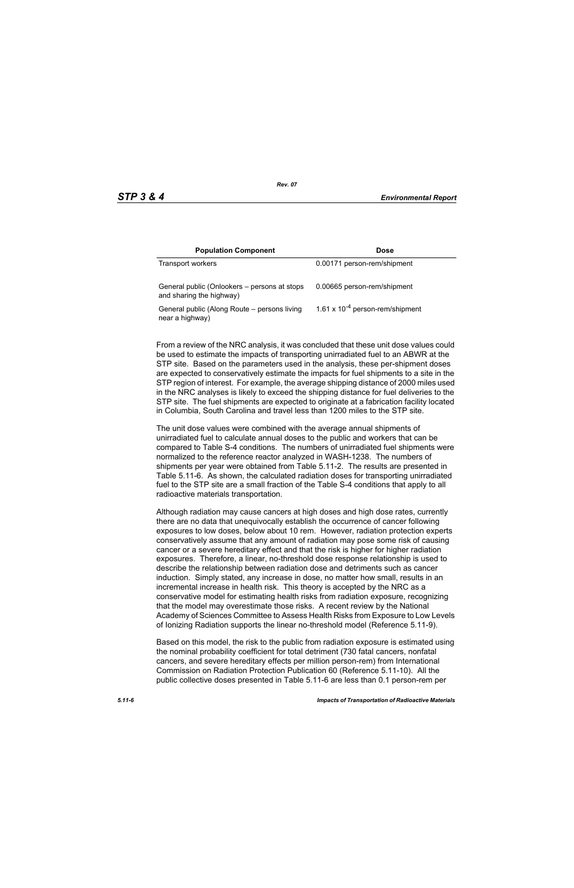| Population Component | Dose |
|---|---|
| Transport workers | 0.00171 person-rem/shipment |
| General public (Onlookers – persons at stops and sharing the highway) | 0.00665 person-rem/shipment |
| General public (Along Route – persons living near a highway) | $1.61 \times 10^{-4}$ person-rem/shipment |

From a review of the NRC analysis, it was concluded that these unit dose values could be used to estimate the impacts of transporting unirradiated fuel to an ABWR at the STP site. Based on the parameters used in the analysis, these per-shipment doses are expected to conservatively estimate the impacts for fuel shipments to a site in the STP region of interest. For example, the average shipping distance of 2000 miles used in the NRC analyses is likely to exceed the shipping distance for fuel deliveries to the STP site. The fuel shipments are expected to originate at a fabrication facility located in Columbia, South Carolina and travel less than 1200 miles to the STP site.

The unit dose values were combined with the average annual shipments of unirradiated fuel to calculate annual doses to the public and workers that can be compared to Table S-4 conditions. The numbers of unirradiated fuel shipments were normalized to the reference reactor analyzed in WASH-1238. The numbers of shipments per year were obtained from Table 5.11-2. The results are presented in Table 5.11-6. As shown, the calculated radiation doses for transporting unirradiated fuel to the STP site are a small fraction of the Table S-4 conditions that apply to all radioactive materials transportation.

Although radiation may cause cancers at high doses and high dose rates, currently there are no data that unequivocally establish the occurrence of cancer following exposures to low doses, below about 10 rem. However, radiation protection experts conservatively assume that any amount of radiation may pose some risk of causing cancer or a severe hereditary effect and that the risk is higher for higher radiation exposures. Therefore, a linear, no-threshold dose response relationship is used to describe the relationship between radiation dose and detriments such as cancer induction. Simply stated, any increase in dose, no matter how small, results in an incremental increase in health risk. This theory is accepted by the NRC as a conservative model for estimating health risks from radiation exposure, recognizing that the model may overestimate those risks. A recent review by the National Academy of Sciences Committee to Assess Health Risks from Exposure to Low Levels of Ionizing Radiation supports the linear no-threshold model (Reference 5.11-9).

Based on this model, the risk to the public from radiation exposure is estimated using the nominal probability coefficient for total detriment (730 fatal cancers, nonfatal cancers, and severe hereditary effects per million person-rem) from International Commission on Radiation Protection Publication 60 (Reference 5.11-10). All the public collective doses presented in Table 5.11-6 are less than 0.1 person-rem per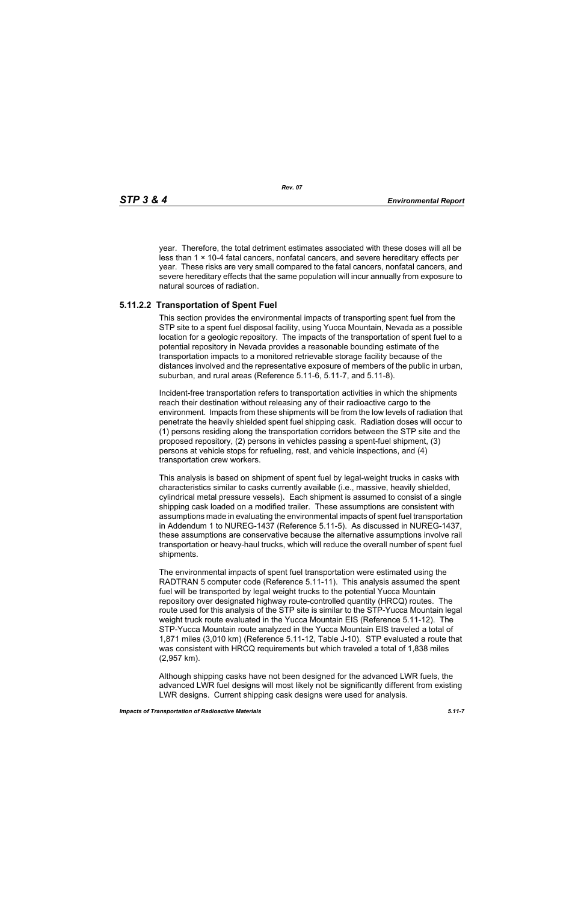year. Therefore, the total detriment estimates associated with these doses will all be less than $1 \times 10^{-4}$ fatal cancers, nonfatal cancers, and severe hereditary effects per year. These risks are very small compared to the fatal cancers, nonfatal cancers, and severe hereditary effects that the same population will incur annually from exposure to natural sources of radiation.

### 5.11.2.2 Transportation of Spent Fuel

This section provides the environmental impacts of transporting spent fuel from the STP site to a spent fuel disposal facility, using Yucca Mountain, Nevada as a possible location for a geologic repository. The impacts of the transportation of spent fuel to a potential repository in Nevada provides a reasonable bounding estimate of the transportation impacts to a monitored retrievable storage facility because of the distances involved and the representative exposure of members of the public in urban, suburban, and rural areas (Reference 5.11-6, 5.11-7, and 5.11-8).

Incident-free transportation refers to transportation activities in which the shipments reach their destination without releasing any of their radioactive cargo to the environment. Impacts from these shipments will be from the low levels of radiation that penetrate the heavily shielded spent fuel shipping cask. Radiation doses will occur to (1) persons residing along the transportation corridors between the STP site and the proposed repository, (2) persons in vehicles passing a spent-fuel shipment, (3) persons at vehicle stops for refueling, rest, and vehicle inspections, and (4) transportation crew workers.

This analysis is based on shipment of spent fuel by legal-weight trucks in casks with characteristics similar to casks currently available (i.e., massive, heavily shielded, cylindrical metal pressure vessels). Each shipment is assumed to consist of a single shipping cask loaded on a modified trailer. These assumptions are consistent with assumptions made in evaluating the environmental impacts of spent fuel transportation in Addendum 1 to NUREG-1437 (Reference 5.11-5). As discussed in NUREG-1437, these assumptions are conservative because the alternative assumptions involve rail transportation or heavy-haul trucks, which will reduce the overall number of spent fuel shipments.

The environmental impacts of spent fuel transportation were estimated using the RADTRAN 5 computer code (Reference 5.11-11). This analysis assumed the spent fuel will be transported by legal weight trucks to the potential Yucca Mountain repository over designated highway route-controlled quantity (HRCQ) routes. The route used for this analysis of the STP site is similar to the STP-Yucca Mountain legal weight truck route evaluated in the Yucca Mountain EIS (Reference 5.11-12). The STP-Yucca Mountain route analyzed in the Yucca Mountain EIS traveled a total of 1,871 miles (3,010 km) (Reference 5.11-12, Table J-10). STP evaluated a route that was consistent with HRCQ requirements but which traveled a total of 1,838 miles (2,957 km).

Although shipping casks have not been designed for the advanced LWR fuels, the advanced LWR fuel designs will most likely not be significantly different from existing LWR designs. Current shipping cask designs were used for analysis.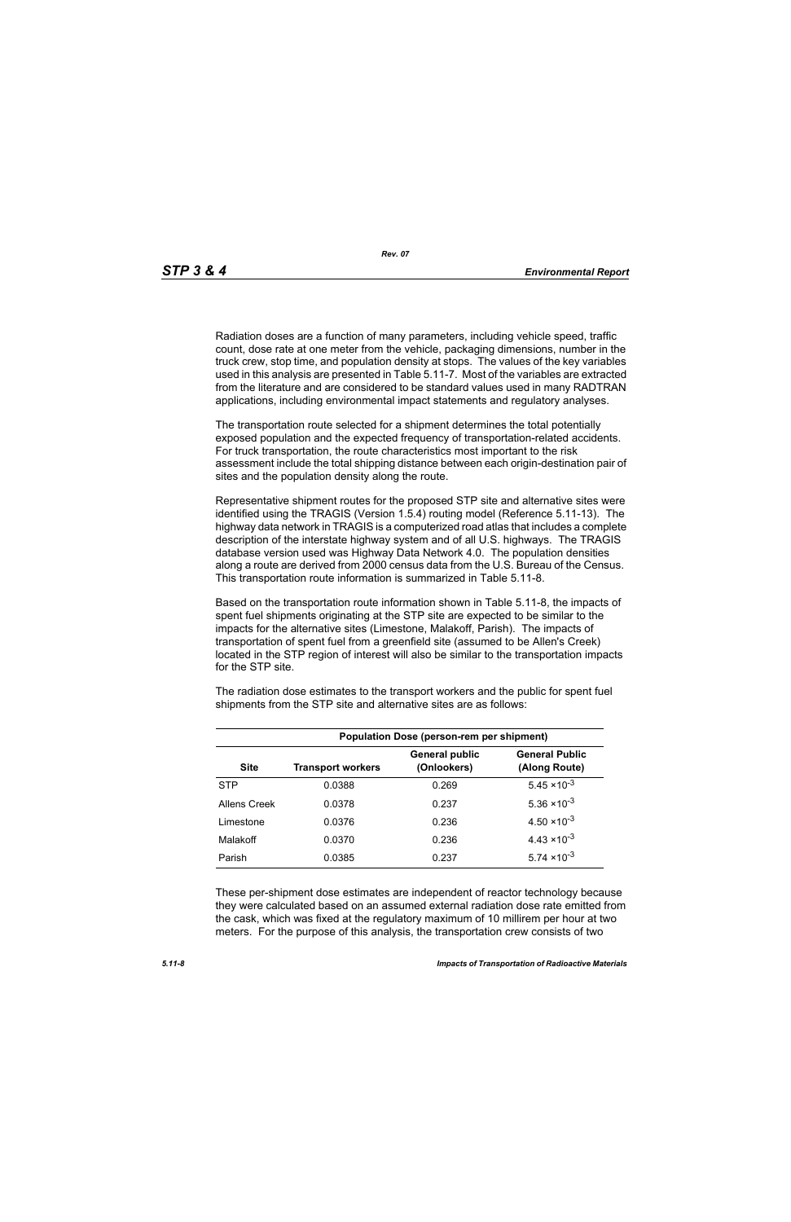Radiation doses are a function of many parameters, including vehicle speed, traffic count, dose rate at one meter from the vehicle, packaging dimensions, number in the truck crew, stop time, and population density at stops. The values of the key variables used in this analysis are presented in Table 5.11-7. Most of the variables are extracted from the literature and are considered to be standard values used in many RADTRAN applications, including environmental impact statements and regulatory analyses.

The transportation route selected for a shipment determines the total potentially exposed population and the expected frequency of transportation-related accidents. For truck transportation, the route characteristics most important to the risk assessment include the total shipping distance between each origin-destination pair of sites and the population density along the route.

Representative shipment routes for the proposed STP site and alternative sites were identified using the TRAGIS (Version 1.5.4) routing model (Reference 5.11-13). The highway data network in TRAGIS is a computerized road atlas that includes a complete description of the interstate highway system and of all U.S. highways. The TRAGIS database version used was Highway Data Network 4.0. The population densities along a route are derived from 2000 census data from the U.S. Bureau of the Census. This transportation route information is summarized in Table 5.11-8.

Based on the transportation route information shown in Table 5.11-8, the impacts of spent fuel shipments originating at the STP site are expected to be similar to the impacts for the alternative sites (Limestone, Malakoff, Parish). The impacts of transportation of spent fuel from a greenfield site (assumed to be Allen's Creek) located in the STP region of interest will also be similar to the transportation impacts for the STP site.

The radiation dose estimates to the transport workers and the public for spent fuel shipments from the STP site and alternative sites are as follows:

| | Population Dose (person-rem per shipment) | | |
|---|---|---|---|
| **Site** | **Transport workers** | **General public (Onlookers)** | **General Public (Along Route)** |
| STP | 0.0388 | 0.269 | $5.45 \times 10^{-3}$ |
| Allens Creek | 0.0378 | 0.237 | $5.36 \times 10^{-3}$ |
| Limestone | 0.0376 | 0.236 | $4.50 \times 10^{-3}$ |
| Malakoff | 0.0370 | 0.236 | $4.43 \times 10^{-3}$ |
| Parish | 0.0385 | 0.237 | $5.74 \times 10^{-3}$ |

These per-shipment dose estimates are independent of reactor technology because they were calculated based on an assumed external radiation dose rate emitted from the cask, which was fixed at the regulatory maximum of 10 millirem per hour at two meters. For the purpose of this analysis, the transportation crew consists of two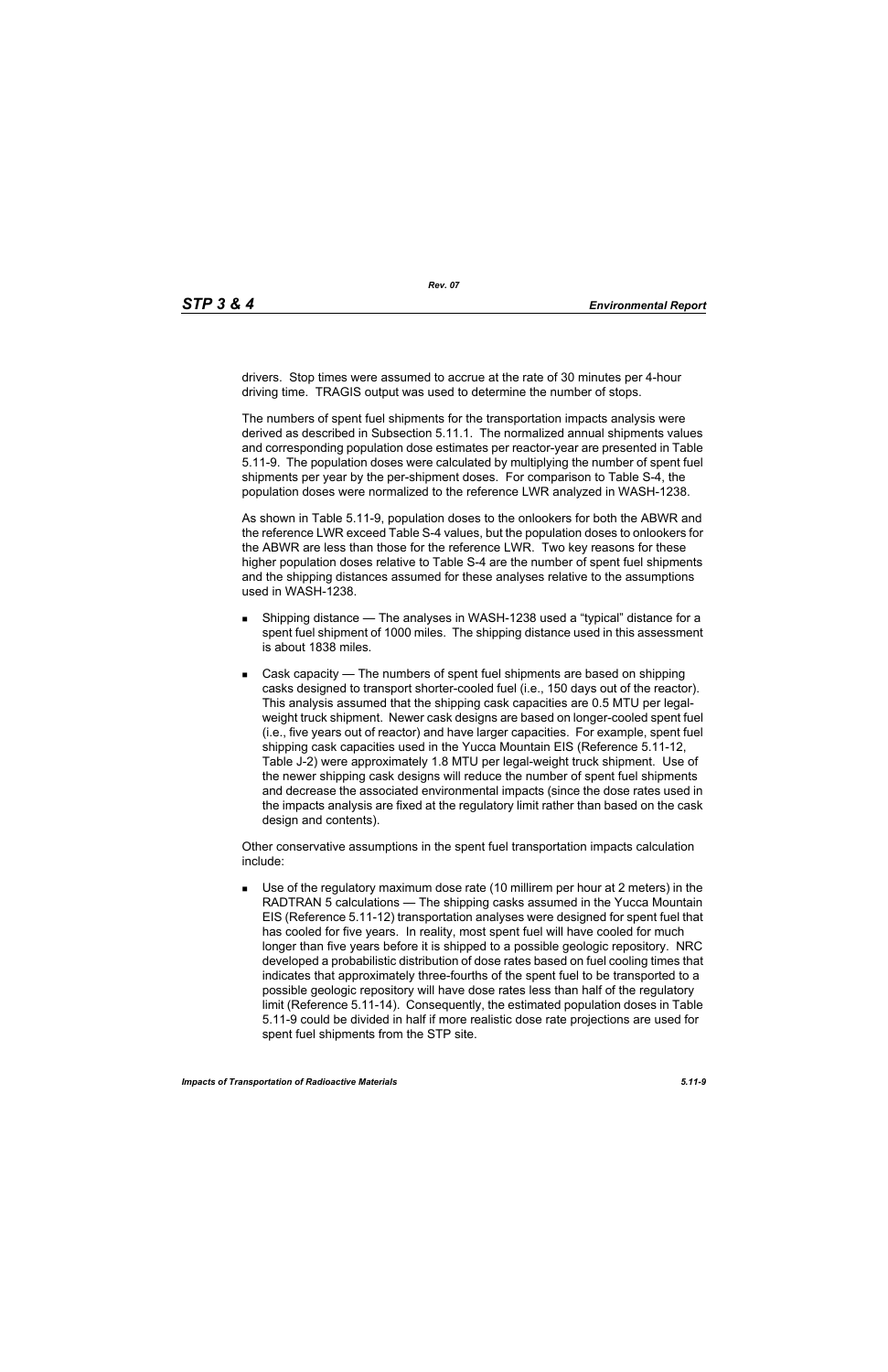drivers. Stop times were assumed to accrue at the rate of 30 minutes per 4-hour driving time. TRAGIS output was used to determine the number of stops.

The numbers of spent fuel shipments for the transportation impacts analysis were derived as described in Subsection 5.11.1. The normalized annual shipments values and corresponding population dose estimates per reactor-year are presented in Table 5.11-9. The population doses were calculated by multiplying the number of spent fuel shipments per year by the per-shipment doses. For comparison to Table S-4, the population doses were normalized to the reference LWR analyzed in WASH-1238.

As shown in Table 5.11-9, population doses to the onlookers for both the ABWR and the reference LWR exceed Table S-4 values, but the population doses to onlookers for the ABWR are less than those for the reference LWR. Two key reasons for these higher population doses relative to Table S-4 are the number of spent fuel shipments and the shipping distances assumed for these analyses relative to the assumptions used in WASH-1238.

- Shipping distance — The analyses in WASH-1238 used a "typical" distance for a spent fuel shipment of 1000 miles. The shipping distance used in this assessment is about 1838 miles.
- Cask capacity — The numbers of spent fuel shipments are based on shipping casks designed to transport shorter-cooled fuel (i.e., 150 days out of the reactor). This analysis assumed that the shipping cask capacities are 0.5 MTU per legal-weight truck shipment. Newer cask designs are based on longer-cooled spent fuel (i.e., five years out of reactor) and have larger capacities. For example, spent fuel shipping cask capacities used in the Yucca Mountain EIS (Reference 5.11-12, Table J-2) were approximately 1.8 MTU per legal-weight truck shipment. Use of the newer shipping cask designs will reduce the number of spent fuel shipments and decrease the associated environmental impacts (since the dose rates used in the impacts analysis are fixed at the regulatory limit rather than based on the cask design and contents).

Other conservative assumptions in the spent fuel transportation impacts calculation include:

- Use of the regulatory maximum dose rate (10 millirem per hour at 2 meters) in the RADTRAN 5 calculations — The shipping casks assumed in the Yucca Mountain EIS (Reference 5.11-12) transportation analyses were designed for spent fuel that has cooled for five years. In reality, most spent fuel will have cooled for much longer than five years before it is shipped to a possible geologic repository. NRC developed a probabilistic distribution of dose rates based on fuel cooling times that indicates that approximately three-fourths of the spent fuel to be transported to a possible geologic repository will have dose rates less than half of the regulatory limit (Reference 5.11-14). Consequently, the estimated population doses in Table 5.11-9 could be divided in half if more realistic dose rate projections are used for spent fuel shipments from the STP site.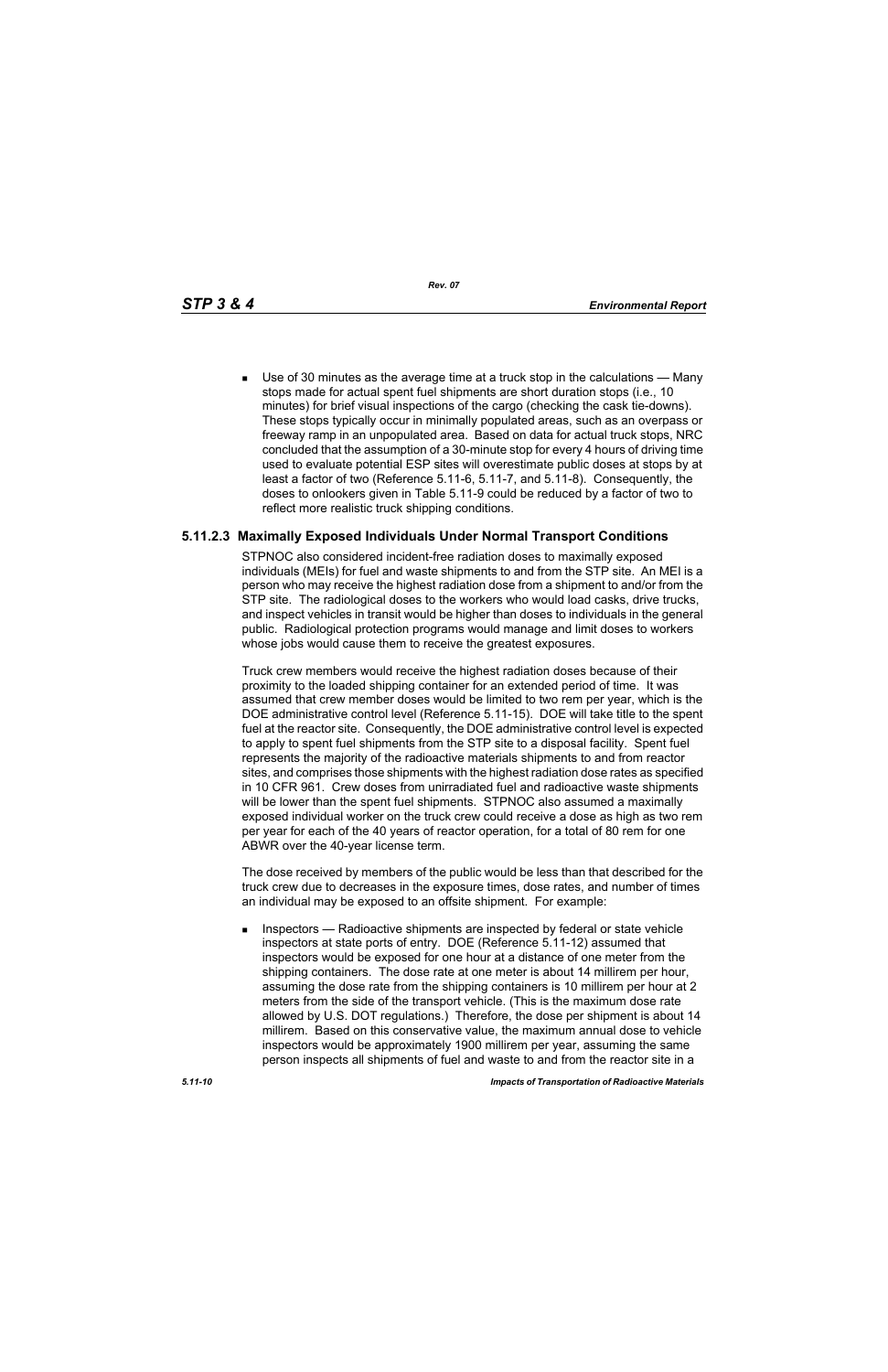- Use of 30 minutes as the average time at a truck stop in the calculations — Many stops made for actual spent fuel shipments are short duration stops (i.e., 10 minutes) for brief visual inspections of the cargo (checking the cask tie-downs). These stops typically occur in minimally populated areas, such as an overpass or freeway ramp in an unpopulated area. Based on data for actual truck stops, NRC concluded that the assumption of a 30-minute stop for every 4 hours of driving time used to evaluate potential ESP sites will overestimate public doses at stops by at least a factor of two (Reference 5.11-6, 5.11-7, and 5.11-8). Consequently, the doses to onlookers given in Table 5.11-9 could be reduced by a factor of two to reflect more realistic truck shipping conditions.

### 5.11.2.3 Maximally Exposed Individuals Under Normal Transport Conditions

STPNOC also considered incident-free radiation doses to maximally exposed individuals (MEIs) for fuel and waste shipments to and from the STP site. An MEI is a person who may receive the highest radiation dose from a shipment to and/or from the STP site. The radiological doses to the workers who would load casks, drive trucks, and inspect vehicles in transit would be higher than doses to individuals in the general public. Radiological protection programs would manage and limit doses to workers whose jobs would cause them to receive the greatest exposures.

Truck crew members would receive the highest radiation doses because of their proximity to the loaded shipping container for an extended period of time. It was assumed that crew member doses would be limited to two rem per year, which is the DOE administrative control level (Reference 5.11-15). DOE will take title to the spent fuel at the reactor site. Consequently, the DOE administrative control level is expected to apply to spent fuel shipments from the STP site to a disposal facility. Spent fuel represents the majority of the radioactive materials shipments to and from reactor sites, and comprises those shipments with the highest radiation dose rates as specified in 10 CFR 961. Crew doses from unirradiated fuel and radioactive waste shipments will be lower than the spent fuel shipments. STPNOC also assumed a maximally exposed individual worker on the truck crew could receive a dose as high as two rem per year for each of the 40 years of reactor operation, for a total of 80 rem for one ABWR over the 40-year license term.

The dose received by members of the public would be less than that described for the truck crew due to decreases in the exposure times, dose rates, and number of times an individual may be exposed to an offsite shipment. For example:

- Inspectors — Radioactive shipments are inspected by federal or state vehicle inspectors at state ports of entry. DOE (Reference 5.11-12) assumed that inspectors would be exposed for one hour at a distance of one meter from the shipping containers. The dose rate at one meter is about 14 millirem per hour, assuming the dose rate from the shipping containers is 10 millirem per hour at 2 meters from the side of the transport vehicle. (This is the maximum dose rate allowed by U.S. DOT regulations.) Therefore, the dose per shipment is about 14 millirem. Based on this conservative value, the maximum annual dose to vehicle inspectors would be approximately 1900 millirem per year, assuming the same person inspects all shipments of fuel and waste to and from the reactor site in a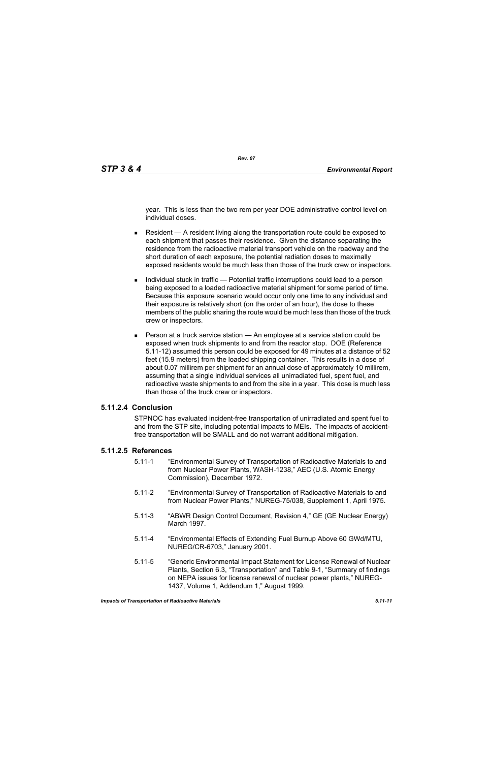year. This is less than the two rem per year DOE administrative control level on individual doses.

- Resident — A resident living along the transportation route could be exposed to each shipment that passes their residence. Given the distance separating the residence from the radioactive material transport vehicle on the roadway and the short duration of each exposure, the potential radiation doses to maximally exposed residents would be much less than those of the truck crew or inspectors.
- Individual stuck in traffic — Potential traffic interruptions could lead to a person being exposed to a loaded radioactive material shipment for some period of time. Because this exposure scenario would occur only one time to any individual and their exposure is relatively short (on the order of an hour), the dose to these members of the public sharing the route would be much less than those of the truck crew or inspectors.
- Person at a truck service station — An employee at a service station could be exposed when truck shipments to and from the reactor stop. DOE (Reference 5.11-12) assumed this person could be exposed for 49 minutes at a distance of 52 feet (15.9 meters) from the loaded shipping container. This results in a dose of about 0.07 millirem per shipment for an annual dose of approximately 10 millirem, assuming that a single individual services all unirradiated fuel, spent fuel, and radioactive waste shipments to and from the site in a year. This dose is much less than those of the truck crew or inspectors.

### 5.11.2.4 Conclusion

STPNOC has evaluated incident-free transportation of unirradiated and spent fuel to and from the STP site, including potential impacts to MEIs. The impacts of accident-free transportation will be SMALL and do not warrant additional mitigation.

### 5.11.2.5 References

5.11-1 "Environmental Survey of Transportation of Radioactive Materials to and from Nuclear Power Plants, WASH-1238," AEC (U.S. Atomic Energy Commission), December 1972.

5.11-2 "Environmental Survey of Transportation of Radioactive Materials to and from Nuclear Power Plants," NUREG-75/038, Supplement 1, April 1975.

5.11-3 "ABWR Design Control Document, Revision 4," GE (GE Nuclear Energy) March 1997.

5.11-4 "Environmental Effects of Extending Fuel Burnup Above 60 GWd/MTU, NUREG/CR-6703," January 2001.

5.11-5 "Generic Environmental Impact Statement for License Renewal of Nuclear Plants, Section 6.3, "Transportation" and Table 9-1, "Summary of findings on NEPA issues for license renewal of nuclear power plants," NUREG-1437, Volume 1, Addendum 1," August 1999.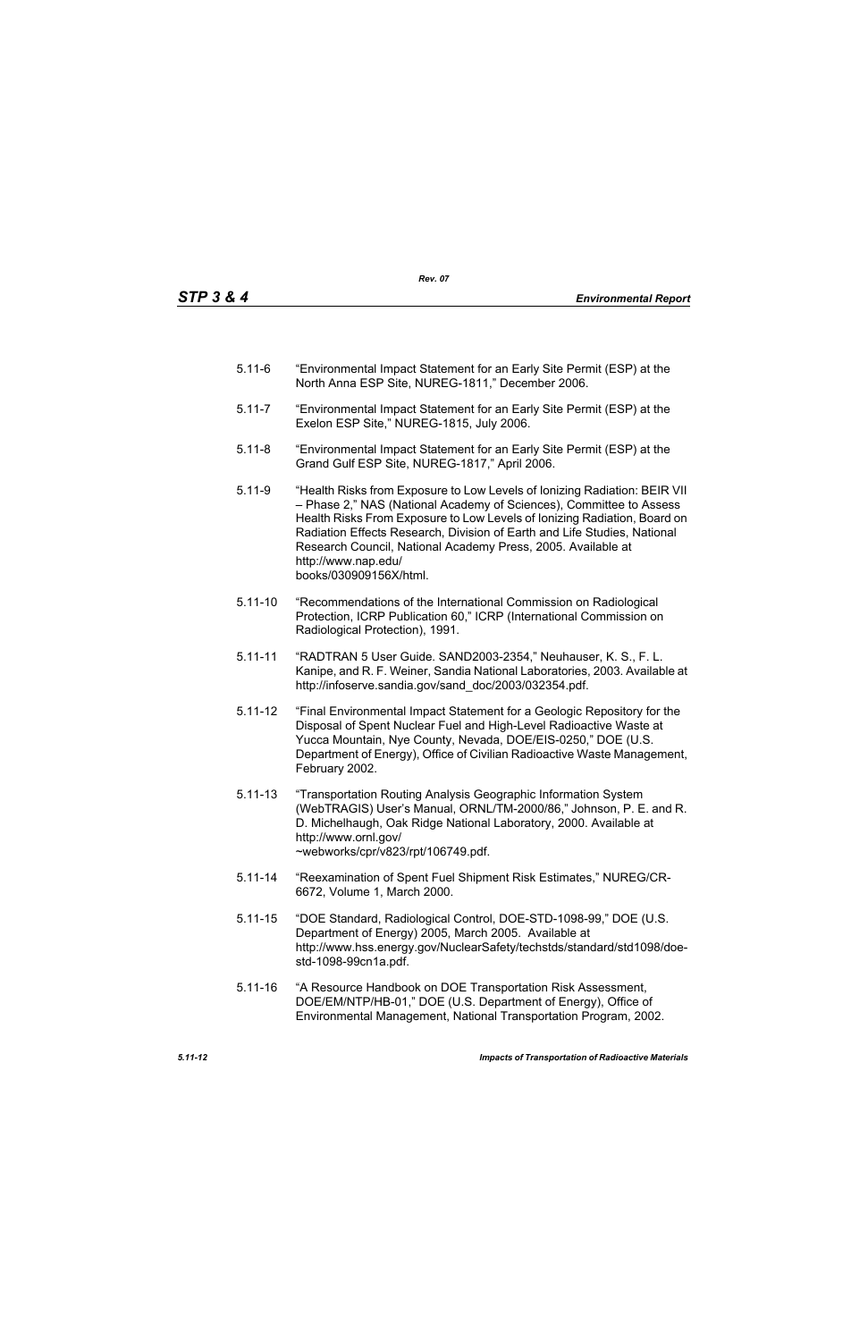5.11-6 "Environmental Impact Statement for an Early Site Permit (ESP) at the North Anna ESP Site, NUREG-1811," December 2006.

5.11-7 "Environmental Impact Statement for an Early Site Permit (ESP) at the Exelon ESP Site," NUREG-1815, July 2006.

5.11-8 "Environmental Impact Statement for an Early Site Permit (ESP) at the Grand Gulf ESP Site, NUREG-1817," April 2006.

5.11-9 "Health Risks from Exposure to Low Levels of Ionizing Radiation: BEIR VII – Phase 2," NAS (National Academy of Sciences), Committee to Assess Health Risks From Exposure to Low Levels of Ionizing Radiation, Board on Radiation Effects Research, Division of Earth and Life Studies, National Research Council, National Academy Press, 2005. Available at http://www.nap.edu/books/030909156X/html.

5.11-10 "Recommendations of the International Commission on Radiological Protection, ICRP Publication 60," ICRP (International Commission on Radiological Protection), 1991.

5.11-11 "RADTRAN 5 User Guide. SAND2003-2354," Neuhauser, K. S., F. L. Kanipe, and R. F. Weiner, Sandia National Laboratories, 2003. Available at http://infoserve.sandia.gov/sand_doc/2003/032354.pdf.

5.11-12 "Final Environmental Impact Statement for a Geologic Repository for the Disposal of Spent Nuclear Fuel and High-Level Radioactive Waste at Yucca Mountain, Nye County, Nevada, DOE/EIS-0250," DOE (U.S. Department of Energy), Office of Civilian Radioactive Waste Management, February 2002.

5.11-13 "Transportation Routing Analysis Geographic Information System (WebTRAGIS) User's Manual, ORNL/TM-2000/86," Johnson, P. E. and R. D. Michelhaugh, Oak Ridge National Laboratory, 2000. Available at http://www.ornl.gov/~webworks/cpr/v823/rpt/106749.pdf.

5.11-14 "Reexamination of Spent Fuel Shipment Risk Estimates," NUREG/CR-6672, Volume 1, March 2000.

5.11-15 "DOE Standard, Radiological Control, DOE-STD-1098-99," DOE (U.S. Department of Energy) 2005, March 2005. Available at http://www.hss.energy.gov/NuclearSafety/techstds/standard/std1098/doe-std-1098-99cn1a.pdf.

5.11-16 "A Resource Handbook on DOE Transportation Risk Assessment, DOE/EM/NTP/HB-01," DOE (U.S. Department of Energy), Office of Environmental Management, National Transportation Program, 2002.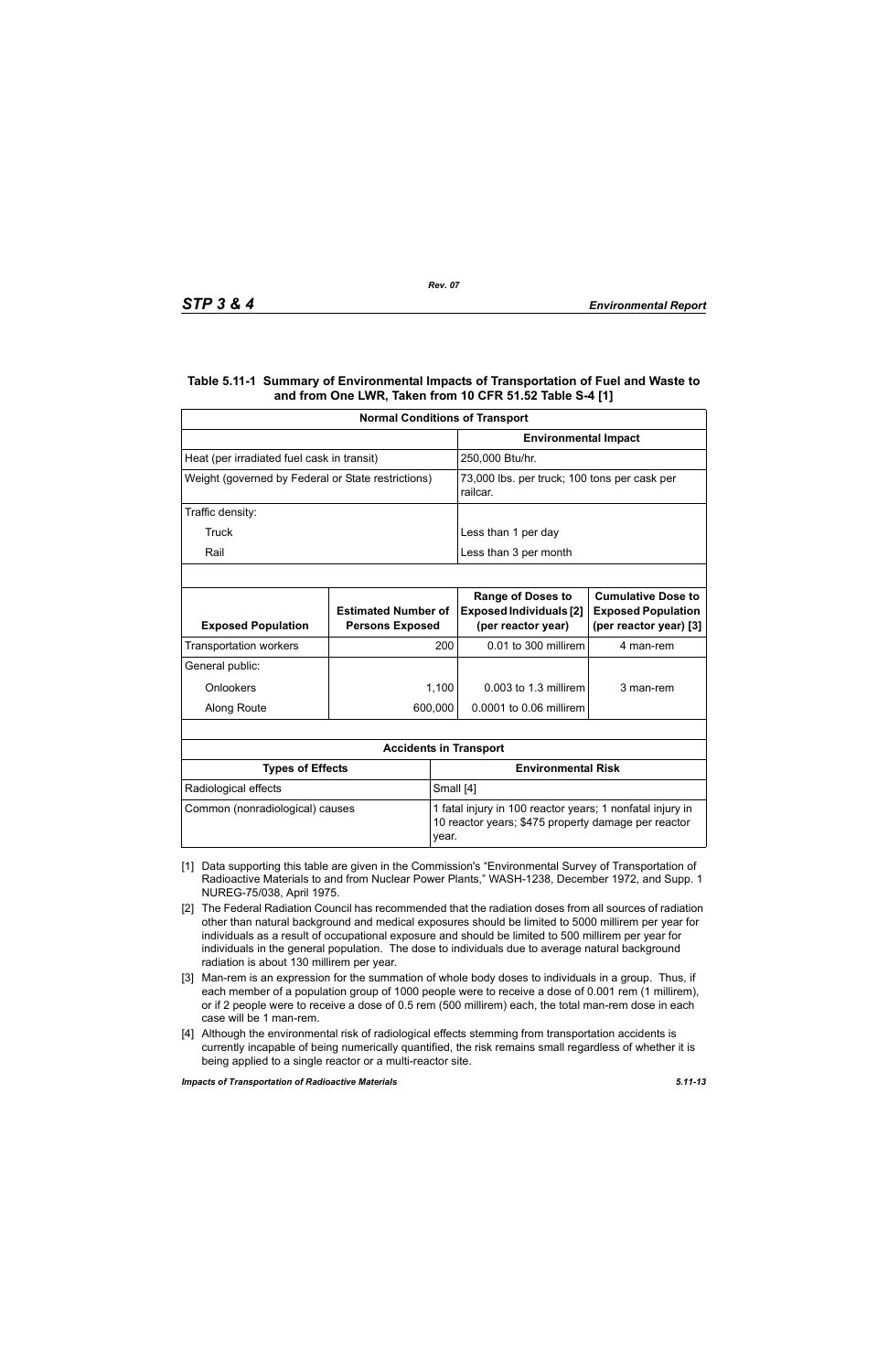**Table 5.11-1 Summary of Environmental Impacts of Transportation of Fuel and Waste to and from One LWR, Taken from 10 CFR 51.52 Table S-4 [1]**

| Normal Conditions of Transport | |
|---|---|
| | **Environmental Impact** |
| Heat (per irradiated fuel cask in transit) | 250,000 Btu/hr. |
| Weight (governed by Federal or State restrictions) | 73,000 lbs. per truck; 100 tons per cask per railcar. |
| Traffic density: | |
| Truck | Less than 1 per day |
| Rail | Less than 3 per month |

| Exposed Population | Estimated Number of Persons Exposed | Range of Doses to Exposed Individuals [2] (per reactor year) | Cumulative Dose to Exposed Population (per reactor year) [3] |
|---|---|---|---|
| Transportation workers | 200 | 0.01 to 300 millirem | 4 man-rem |
| General public: | | | |
| Onlookers | 1,100 | 0.003 to 1.3 millirem | 3 man-rem |
| Along Route | 600,000 | 0.0001 to 0.06 millirem | |

| Accidents in Transport | |
|---|---|
| **Types of Effects** | **Environmental Risk** |
| Radiological effects | Small [4] |
| Common (nonradiological) causes | 1 fatal injury in 100 reactor years; 1 nonfatal injury in 10 reactor years; $475 property damage per reactor year. |

[1] Data supporting this table are given in the Commission's "Environmental Survey of Transportation of Radioactive Materials to and from Nuclear Power Plants," WASH-1238, December 1972, and Supp. 1 NUREG-75/038, April 1975.

[2] The Federal Radiation Council has recommended that the radiation doses from all sources of radiation other than natural background and medical exposures should be limited to 5000 millirem per year for individuals as a result of occupational exposure and should be limited to 500 millirem per year for individuals in the general population. The dose to individuals due to average natural background radiation is about 130 millirem per year.

[3] Man-rem is an expression for the summation of whole body doses to individuals in a group. Thus, if each member of a population group of 1000 people were to receive a dose of 0.001 rem (1 millirem), or if 2 people were to receive a dose of 0.5 rem (500 millirem) each, the total man-rem dose in each case will be 1 man-rem.

[4] Although the environmental risk of radiological effects stemming from transportation accidents is currently incapable of being numerically quantified, the risk remains small regardless of whether it is being applied to a single reactor or a multi-reactor site.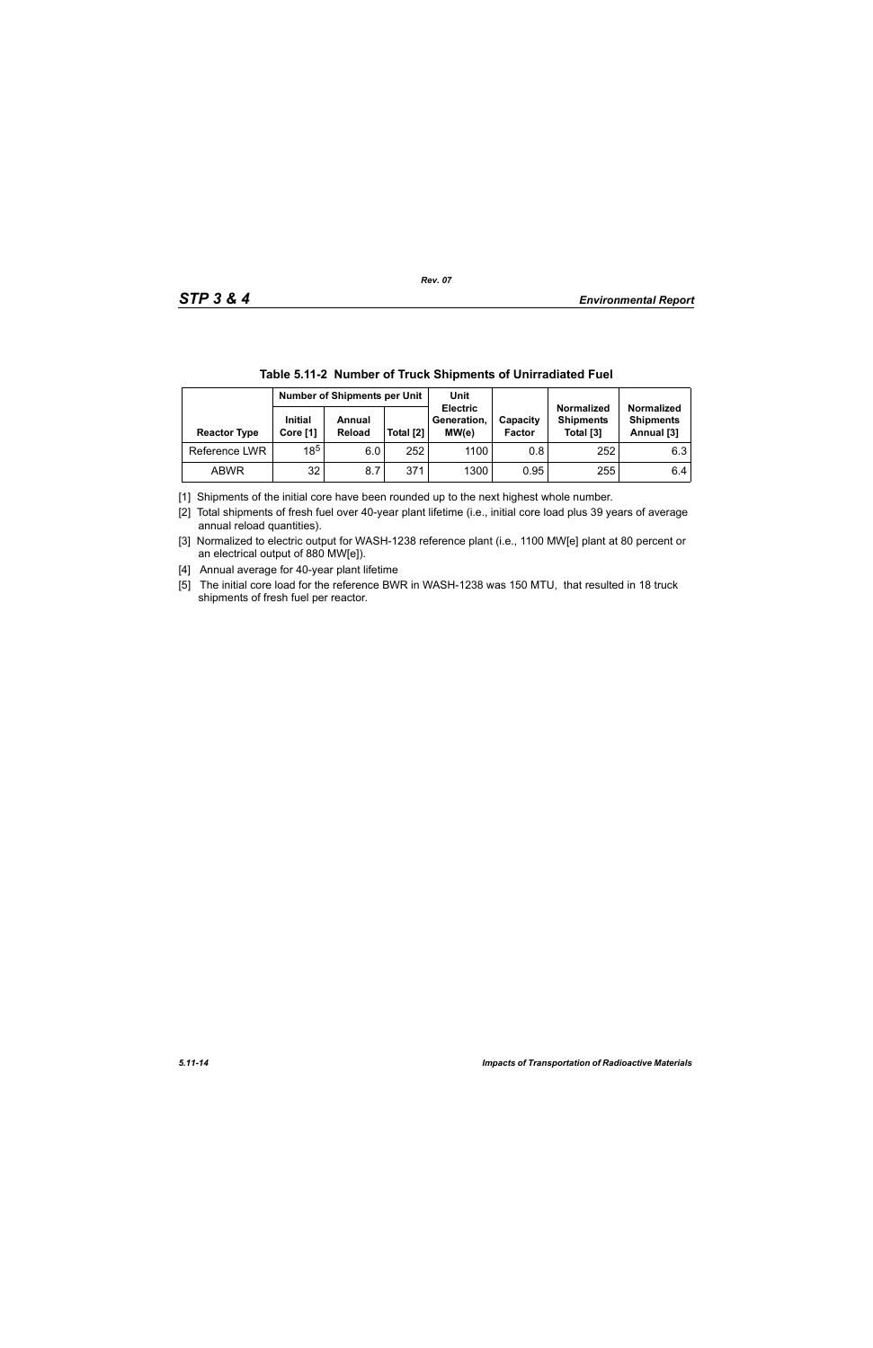**Table 5.11-2 Number of Truck Shipments of Unirradiated Fuel**

| Reactor Type | Number of Shipments per Unit | | | Unit Electric Generation, MW(e) | Capacity Factor | Normalized Shipments Total [3] | Normalized Shipments Annual [3] |
|---|---|---|---|---|---|---|---|
| | Initial Core [1] | Annual Reload | Total [2] | | | | |
| Reference LWR | 18[5] | 6.0 | 252 | 1100 | 0.8 | 252 | 6.3 |
| ABWR | 32 | 8.7 | 371 | 1300 | 0.95 | 255 | 6.4 |

[1] Shipments of the initial core have been rounded up to the next highest whole number.

[2] Total shipments of fresh fuel over 40-year plant lifetime (i.e., initial core load plus 39 years of average annual reload quantities).

[3] Normalized to electric output for WASH-1238 reference plant (i.e., 1100 MW[e] plant at 80 percent or an electrical output of 880 MW[e]).

[4] Annual average for 40-year plant lifetime

[5] The initial core load for the reference BWR in WASH-1238 was 150 MTU, that resulted in 18 truck shipments of fresh fuel per reactor.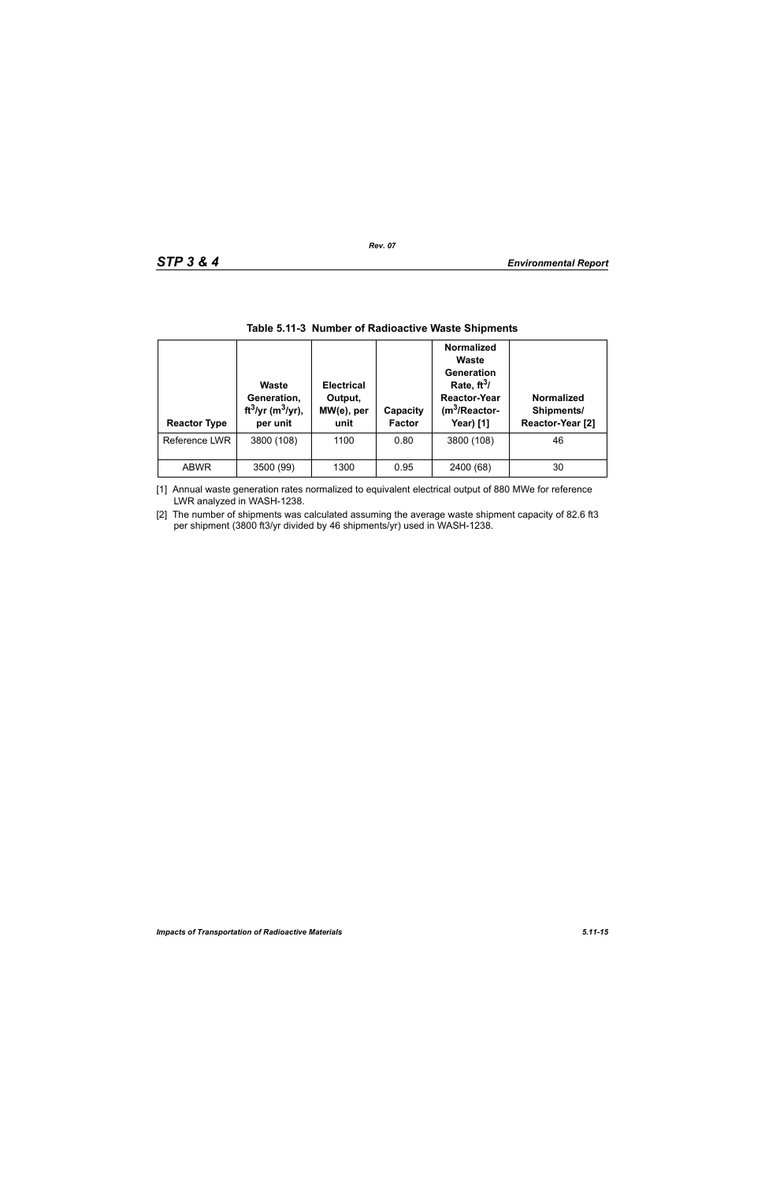**Table 5.11-3 Number of Radioactive Waste Shipments**

| Reactor Type | Waste Generation, $ft^3/yr$ ($m^3/yr$), per unit | Electrical Output, MW(e), per unit | Capacity Factor | Normalized Waste Generation Rate, $ft^3$/ Reactor-Year ($m^3$/Reactor-Year) [1] | Normalized Shipments/ Reactor-Year [2] |
|---|---|---|---|---|---|
| Reference LWR | 3800 (108) | 1100 | 0.80 | 3800 (108) | 46 |
| ABWR | 3500 (99) | 1300 | 0.95 | 2400 (68) | 30 |

[1] Annual waste generation rates normalized to equivalent electrical output of 880 MWe for reference LWR analyzed in WASH-1238.

[2] The number of shipments was calculated assuming the average waste shipment capacity of 82.6 ft3 per shipment (3800 ft3/yr divided by 46 shipments/yr) used in WASH-1238.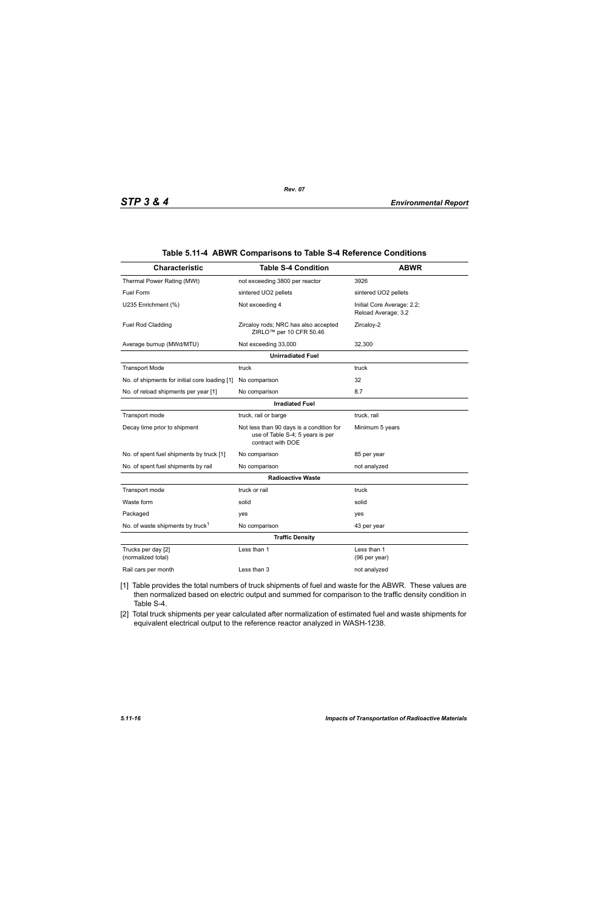## Table 5.11-4 ABWR Comparisons to Table S-4 Reference Conditions

| Characteristic | Table S-4 Condition | ABWR |
|---|---|---|
| Thermal Power Rating (MWt) | not exceeding 3800 per reactor | 3926 |
| Fuel Form | sintered UO2 pellets | sintered UO2 pellets |
| U235 Enrichment (%) | Not exceeding 4 | Initial Core Average: 2.2; Reload Average: 3.2 |
| Fuel Rod Cladding | Zircaloy rods; NRC has also accepted ZIRLO™ per 10 CFR 50.46 | Zircaloy-2 |
| Average burnup (MWd/MTU) | Not exceeding 33,000 | 32,300 |
| **Unirradiated Fuel** | | |
| Transport Mode | truck | truck |
| No. of shipments for initial core loading [1] | No comparison | 32 |
| No. of reload shipments per year [1] | No comparison | 8.7 |
| **Irradiated Fuel** | | |
| Transport mode | truck, rail or barge | truck, rail |
| Decay time prior to shipment | Not less than 90 days is a condition for use of Table S-4; 5 years is per contract with DOE | Minimum 5 years |
| No. of spent fuel shipments by truck [1] | No comparison | 85 per year |
| No. of spent fuel shipments by rail | No comparison | not analyzed |
| **Radioactive Waste** | | |
| Transport mode | truck or rail | truck |
| Waste form | solid | solid |
| Packaged | yes | yes |
| No. of waste shipments by truck[1] | No comparison | 43 per year |
| **Traffic Density** | | |
| Trucks per day [2] (normalized total) | Less than 1 | Less than 1 (96 per year) |
| Rail cars per month | Less than 3 | not analyzed |

[1] Table provides the total numbers of truck shipments of fuel and waste for the ABWR. These values are then normalized based on electric output and summed for comparison to the traffic density condition in Table S-4.

[2] Total truck shipments per year calculated after normalization of estimated fuel and waste shipments for equivalent electrical output to the reference reactor analyzed in WASH-1238.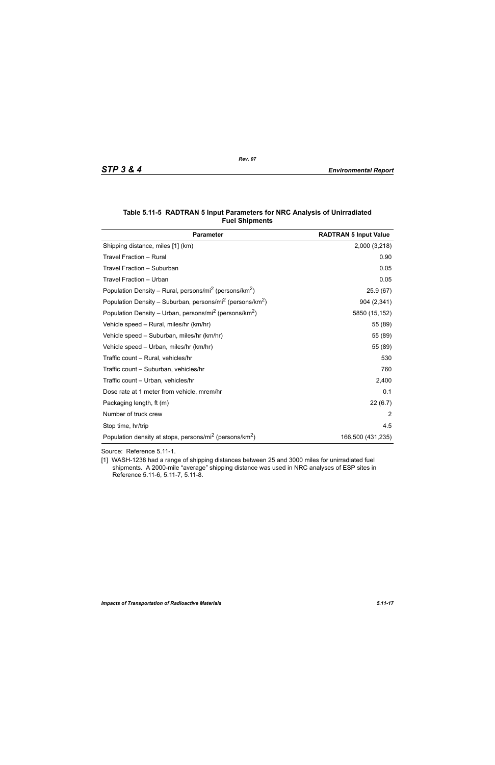**Table 5.11-5 RADTRAN 5 Input Parameters for NRC Analysis of Unirradiated Fuel Shipments**

| Parameter | RADTRAN 5 Input Value |
|---|---|
| Shipping distance, miles [1] (km) | 2,000 (3,218) |
| Travel Fraction – Rural | 0.90 |
| Travel Fraction – Suburban | 0.05 |
| Travel Fraction – Urban | 0.05 |
| Population Density – Rural, persons/mi$^2$ (persons/km$^2$) | 25.9 (67) |
| Population Density – Suburban, persons/mi$^2$ (persons/km$^2$) | 904 (2,341) |
| Population Density – Urban, persons/mi$^2$ (persons/km$^2$) | 5850 (15,152) |
| Vehicle speed – Rural, miles/hr (km/hr) | 55 (89) |
| Vehicle speed – Suburban, miles/hr (km/hr) | 55 (89) |
| Vehicle speed – Urban, miles/hr (km/hr) | 55 (89) |
| Traffic count – Rural, vehicles/hr | 530 |
| Traffic count – Suburban, vehicles/hr | 760 |
| Traffic count – Urban, vehicles/hr | 2,400 |
| Dose rate at 1 meter from vehicle, mrem/hr | 0.1 |
| Packaging length, ft (m) | 22 (6.7) |
| Number of truck crew | 2 |
| Stop time, hr/trip | 4.5 |
| Population density at stops, persons/mi$^2$ (persons/km$^2$) | 166,500 (431,235) |

Source: Reference 5.11-1.

[1] WASH-1238 had a range of shipping distances between 25 and 3000 miles for unirradiated fuel shipments. A 2000-mile "average" shipping distance was used in NRC analyses of ESP sites in Reference 5.11-6, 5.11-7, 5.11-8.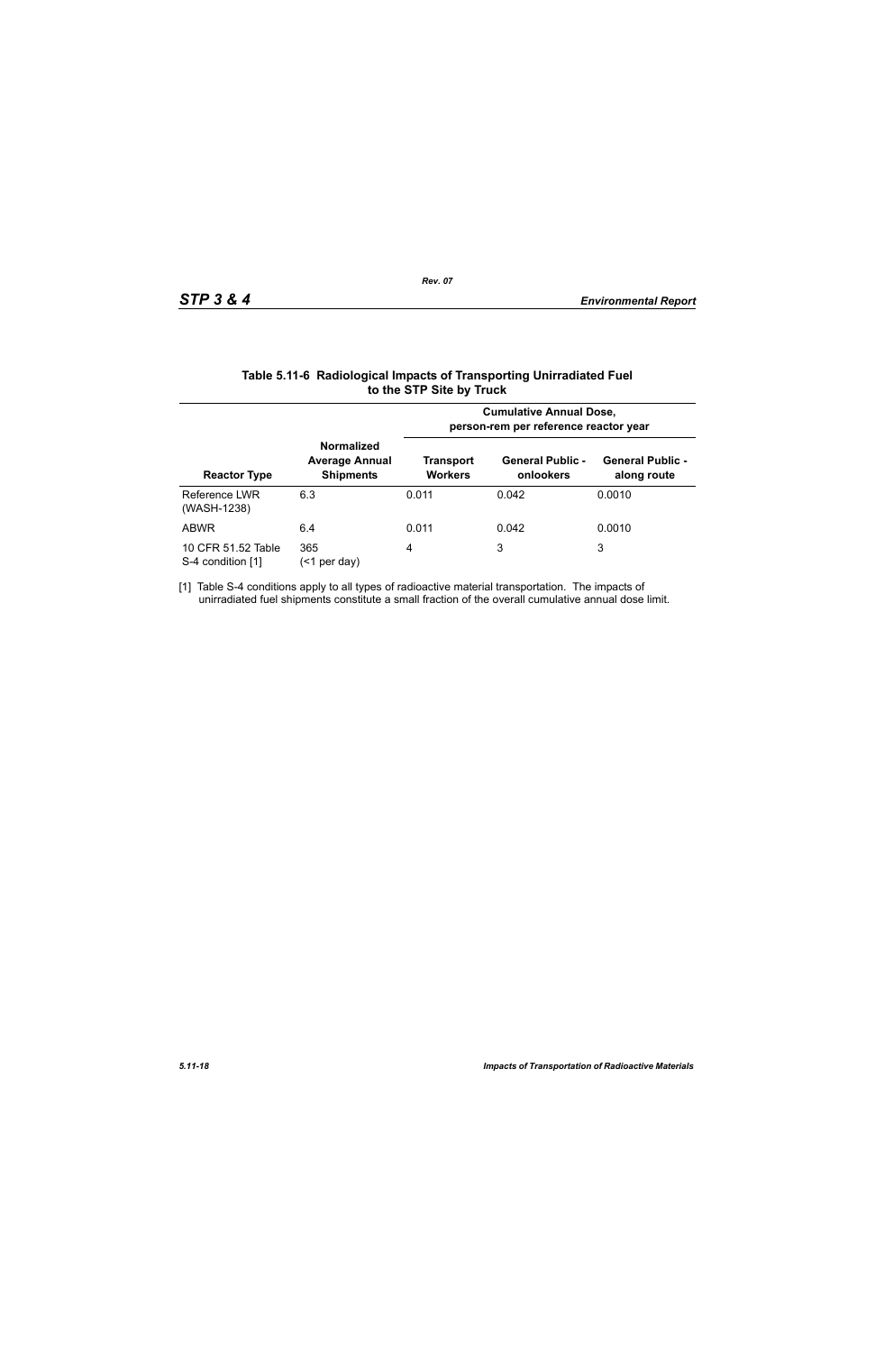**Table 5.11-6 Radiological Impacts of Transporting Unirradiated Fuel to the STP Site by Truck**

| Reactor Type | Normalized Average Annual Shipments | Cumulative Annual Dose, person-rem per reference reactor year | | |
|---|---|---|---|---|
| | | Transport Workers | General Public - onlookers | General Public - along route |
| Reference LWR (WASH-1238) | 6.3 | 0.011 | 0.042 | 0.0010 |
| ABWR | 6.4 | 0.011 | 0.042 | 0.0010 |
| 10 CFR 51.52 Table S-4 condition [1] | 365 (<1 per day) | 4 | 3 | 3 |

[1] Table S-4 conditions apply to all types of radioactive material transportation. The impacts of unirradiated fuel shipments constitute a small fraction of the overall cumulative annual dose limit.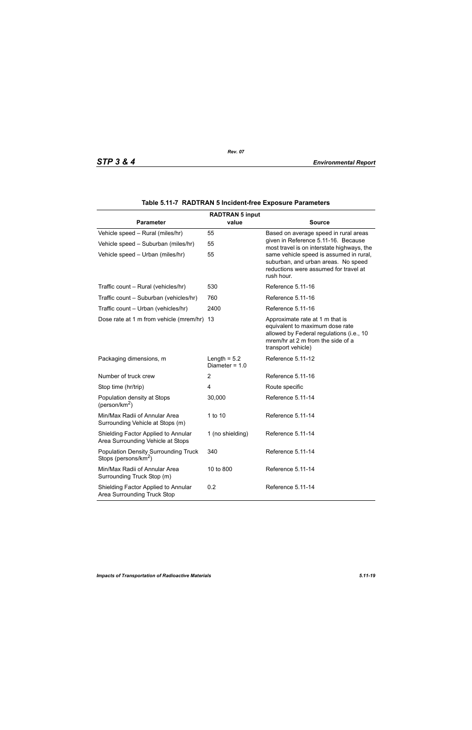## Table 5.11-7 RADTRAN 5 Incident-free Exposure Parameters

| Parameter | RADTRAN 5 input value | Source |
|---|---|---|
| Vehicle speed – Rural (miles/hr) | 55 | Based on average speed in rural areas given in Reference 5.11-16. Because most travel is on interstate highways, the same vehicle speed is assumed in rural, suburban, and urban areas. No speed reductions were assumed for travel at rush hour. |
| Vehicle speed – Suburban (miles/hr) | 55 | |
| Vehicle speed – Urban (miles/hr) | 55 | |
| Traffic count – Rural (vehicles/hr) | 530 | Reference 5.11-16 |
| Traffic count – Suburban (vehicles/hr) | 760 | Reference 5.11-16 |
| Traffic count – Urban (vehicles/hr) | 2400 | Reference 5.11-16 |
| Dose rate at 1 m from vehicle (mrem/hr) | 13 | Approximate rate at 1 m that is equivalent to maximum dose rate allowed by Federal regulations (i.e., 10 mrem/hr at 2 m from the side of a transport vehicle) |
| Packaging dimensions, m | Length = 5.2 Diameter = 1.0 | Reference 5.11-12 |
| Number of truck crew | 2 | Reference 5.11-16 |
| Stop time (hr/trip) | 4 | Route specific |
| Population density at Stops (person/km$^2$) | 30,000 | Reference 5.11-14 |
| Min/Max Radii of Annular Area Surrounding Vehicle at Stops (m) | 1 to 10 | Reference 5.11-14 |
| Shielding Factor Applied to Annular Area Surrounding Vehicle at Stops | 1 (no shielding) | Reference 5.11-14 |
| Population Density Surrounding Truck Stops (persons/km$^2$) | 340 | Reference 5.11-14 |
| Min/Max Radii of Annular Area Surrounding Truck Stop (m) | 10 to 800 | Reference 5.11-14 |
| Shielding Factor Applied to Annular Area Surrounding Truck Stop | 0.2 | Reference 5.11-14 |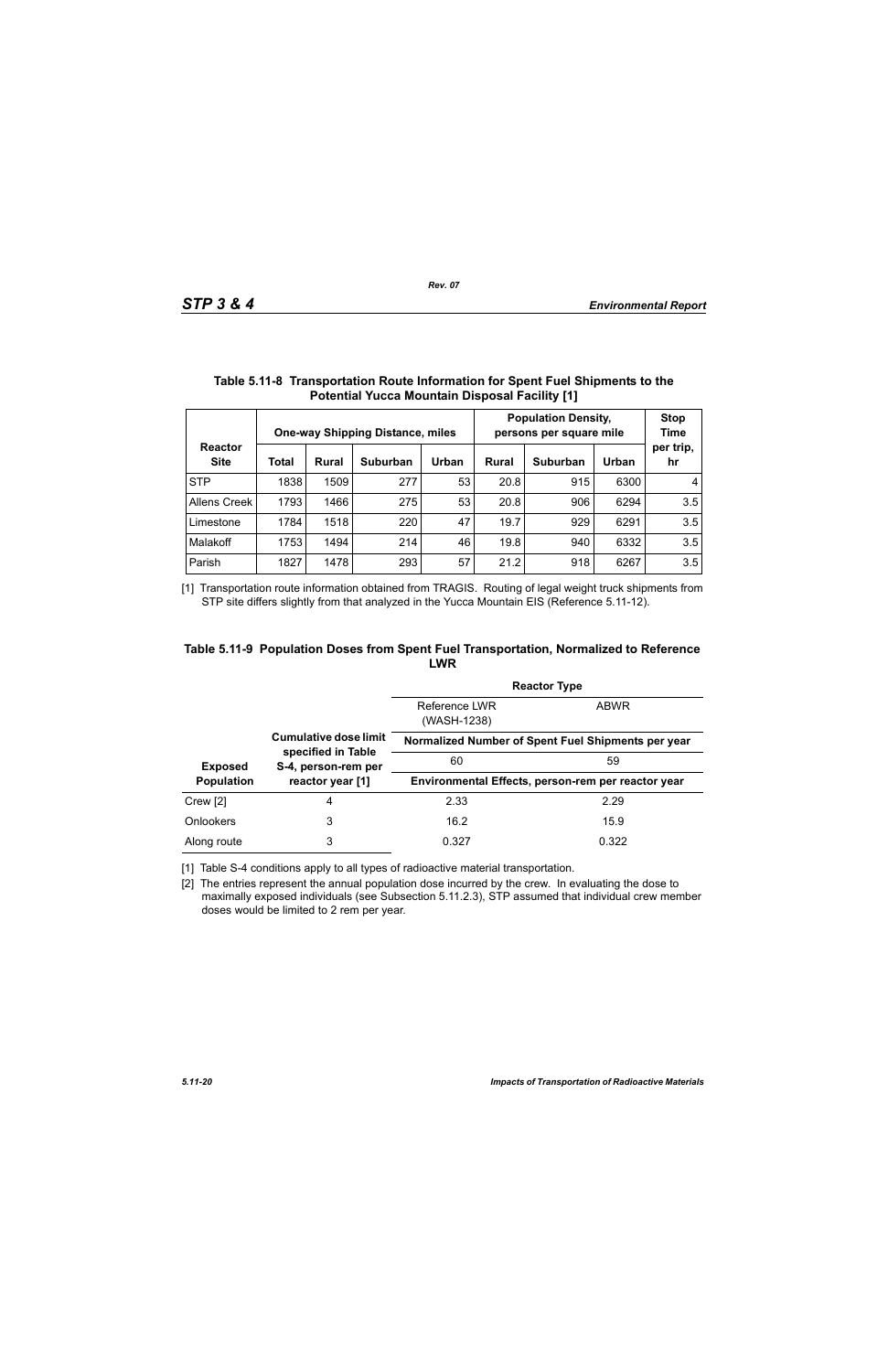**Table 5.11-8 Transportation Route Information for Spent Fuel Shipments to the Potential Yucca Mountain Disposal Facility [1]**

| Reactor Site | One-way Shipping Distance, miles | | | | Population Density, persons per square mile | | | Stop Time per trip, hr |
|---|---|---|---|---|---|---|---|---|
| | Total | Rural | Suburban | Urban | Rural | Suburban | Urban | |
| STP | 1838 | 1509 | 277 | 53 | 20.8 | 915 | 6300 | 4 |
| Allens Creek | 1793 | 1466 | 275 | 53 | 20.8 | 906 | 6294 | 3.5 |
| Limestone | 1784 | 1518 | 220 | 47 | 19.7 | 929 | 6291 | 3.5 |
| Malakoff | 1753 | 1494 | 214 | 46 | 19.8 | 940 | 6332 | 3.5 |
| Parish | 1827 | 1478 | 293 | 57 | 21.2 | 918 | 6267 | 3.5 |

[1] Transportation route information obtained from TRAGIS. Routing of legal weight truck shipments from STP site differs slightly from that analyzed in the Yucca Mountain EIS (Reference 5.11-12).

**Table 5.11-9 Population Doses from Spent Fuel Transportation, Normalized to Reference LWR**

| Exposed Population | Cumulative dose limit specified in Table S-4, person-rem per reactor year [1] | Reactor Type | |
|---|---|---|---|
| | | Reference LWR (WASH-1238) | ABWR |
| | | Normalized Number of Spent Fuel Shipments per year | |
| | | 60 | 59 |
| | | Environmental Effects, person-rem per reactor year | |
| Crew [2] | 4 | 2.33 | 2.29 |
| Onlookers | 3 | 16.2 | 15.9 |
| Along route | 3 | 0.327 | 0.322 |

[1] Table S-4 conditions apply to all types of radioactive material transportation.

[2] The entries represent the annual population dose incurred by the crew. In evaluating the dose to maximally exposed individuals (see Subsection 5.11.2.3), STP assumed that individual crew member doses would be limited to 2 rem per year.